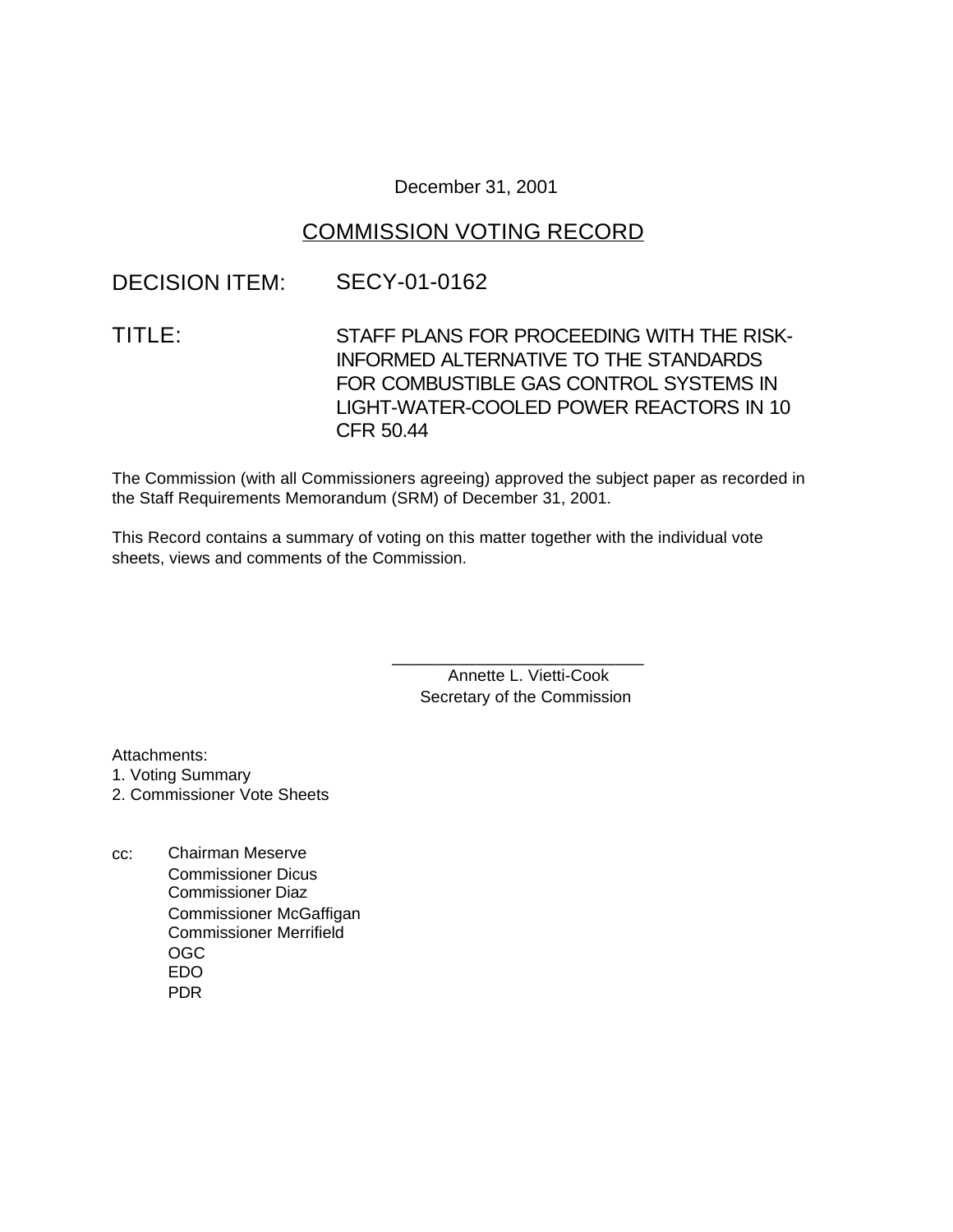December 31, 2001

# COMMISSION VOTING RECORD

DECISION ITEM: SECY-01-0162

TITLE: STAFF PLANS FOR PROCEEDING WITH THE RISK-INFORMED ALTERNATIVE TO THE STANDARDS FOR COMBUSTIBLE GAS CONTROL SYSTEMS IN LIGHT-WATER-COOLED POWER REACTORS IN 10 CFR 50.44

The Commission (with all Commissioners agreeing) approved the subject paper as recorded in the Staff Requirements Memorandum (SRM) of December 31, 2001.

This Record contains a summary of voting on this matter together with the individual vote sheets, views and comments of the Commission.

\_\_\_\_\_\_\_\_\_\_\_\_\_\_\_\_\_\_\_\_\_\_\_\_\_\_\_\_\_\_
Annette L. Vietti-Cook
Secretary of the Commission

Attachments:
1. Voting Summary
2. Commissioner Vote Sheets

cc: Chairman Meserve
Commissioner Dicus
Commissioner Diaz
Commissioner McGaffigan
Commissioner Merrifield
OGC
EDO
PDR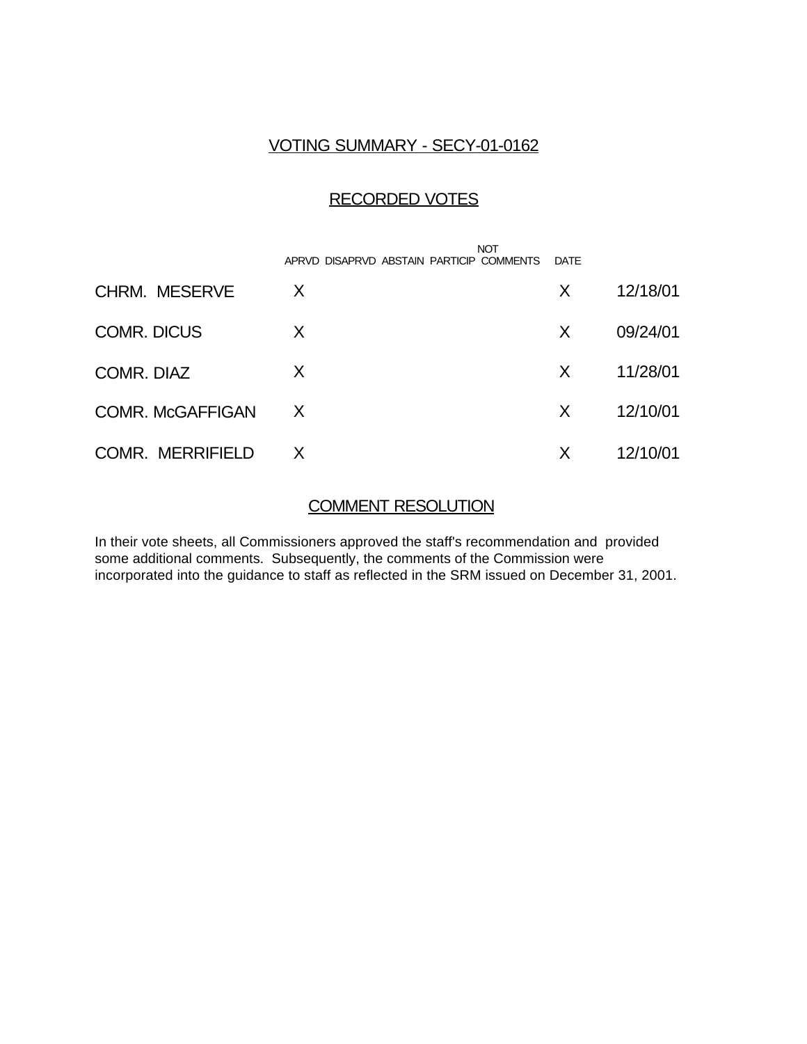## VOTING SUMMARY - SECY-01-0162

## RECORDED VOTES

| | APRVD | DISAPRVD | ABSTAIN | NOT PARTICIP | COMMENTS | DATE |
|---|---|---|---|---|---|---|
| CHRM. MESERVE | X | | | | X | 12/18/01 |
| COMR. DICUS | X | | | | X | 09/24/01 |
| COMR. DIAZ | X | | | | X | 11/28/01 |
| COMR. McGAFFIGAN | X | | | | X | 12/10/01 |
| COMR. MERRIFIELD | X | | | | X | 12/10/01 |

## COMMENT RESOLUTION

In their vote sheets, all Commissioners approved the staff's recommendation and provided some additional comments. Subsequently, the comments of the Commission were incorporated into the guidance to staff as reflected in the SRM issued on December 31, 2001.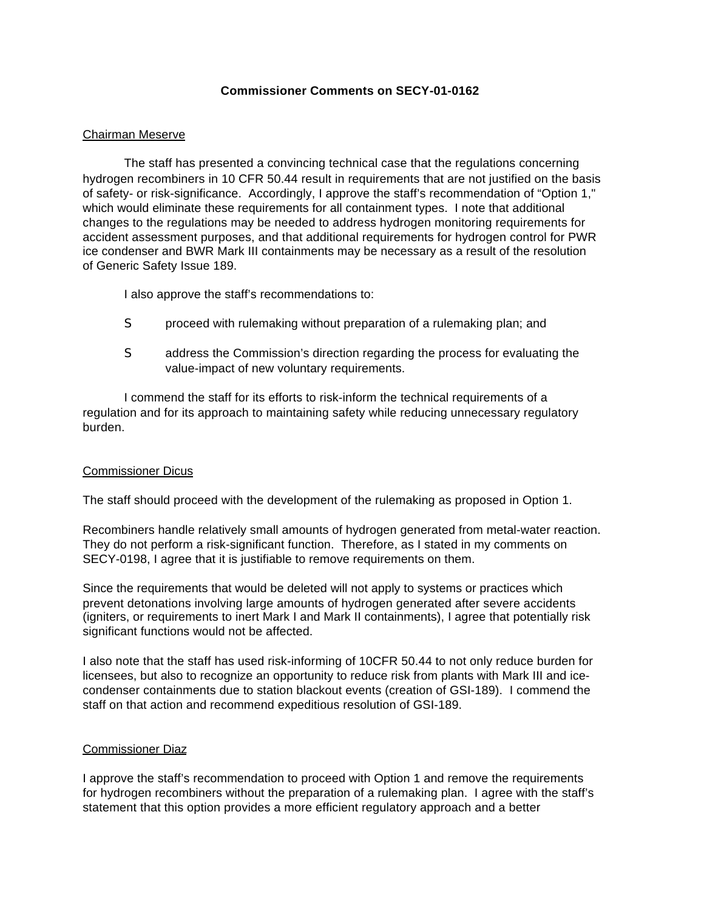**Commissioner Comments on SECY-01-0162**

Chairman Meserve

The staff has presented a convincing technical case that the regulations concerning hydrogen recombiners in 10 CFR 50.44 result in requirements that are not justified on the basis of safety- or risk-significance. Accordingly, I approve the staff's recommendation of "Option 1," which would eliminate these requirements for all containment types. I note that additional changes to the regulations may be needed to address hydrogen monitoring requirements for accident assessment purposes, and that additional requirements for hydrogen control for PWR ice condenser and BWR Mark III containments may be necessary as a result of the resolution of Generic Safety Issue 189.

I also approve the staff's recommendations to:

- proceed with rulemaking without preparation of a rulemaking plan; and
- address the Commission's direction regarding the process for evaluating the value-impact of new voluntary requirements.

I commend the staff for its efforts to risk-inform the technical requirements of a regulation and for its approach to maintaining safety while reducing unnecessary regulatory burden.

Commissioner Dicus

The staff should proceed with the development of the rulemaking as proposed in Option 1.

Recombiners handle relatively small amounts of hydrogen generated from metal-water reaction. They do not perform a risk-significant function. Therefore, as I stated in my comments on SECY-0198, I agree that it is justifiable to remove requirements on them.

Since the requirements that would be deleted will not apply to systems or practices which prevent detonations involving large amounts of hydrogen generated after severe accidents (igniters, or requirements to inert Mark I and Mark II containments), I agree that potentially risk significant functions would not be affected.

I also note that the staff has used risk-informing of 10CFR 50.44 to not only reduce burden for licensees, but also to recognize an opportunity to reduce risk from plants with Mark III and ice-condenser containments due to station blackout events (creation of GSI-189). I commend the staff on that action and recommend expeditious resolution of GSI-189.

Commissioner Diaz

I approve the staff's recommendation to proceed with Option 1 and remove the requirements for hydrogen recombiners without the preparation of a rulemaking plan. I agree with the staff's statement that this option provides a more efficient regulatory approach and a better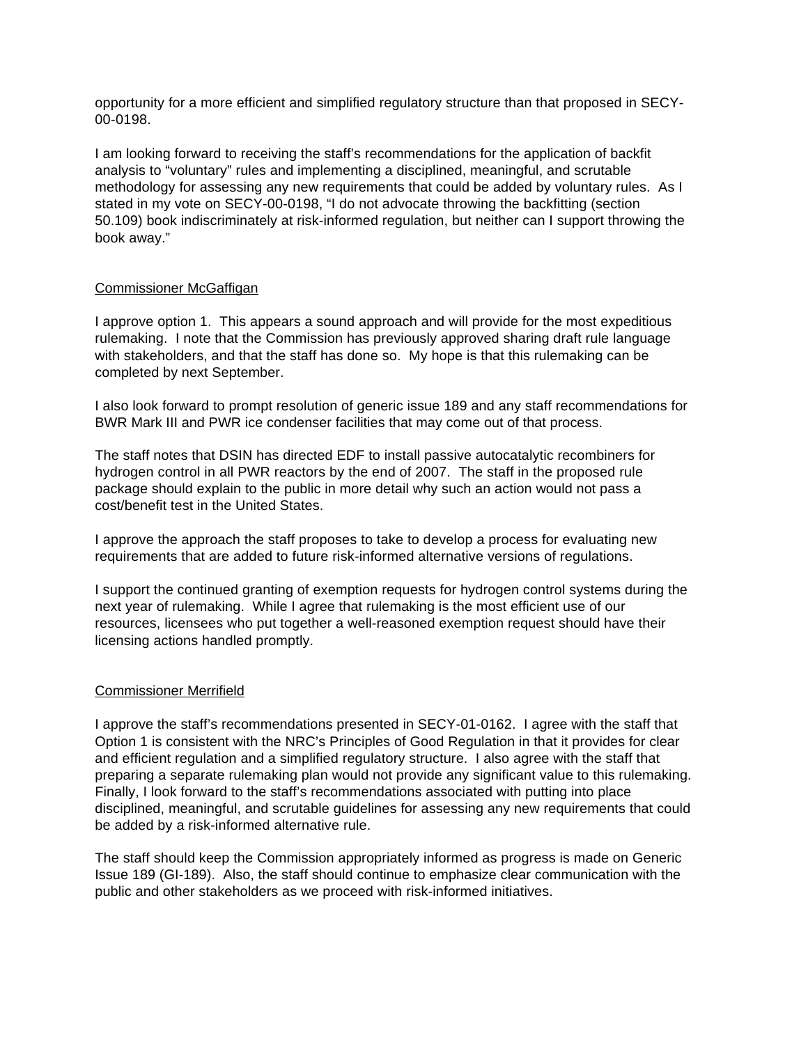opportunity for a more efficient and simplified regulatory structure than that proposed in SECY-00-0198.

I am looking forward to receiving the staff's recommendations for the application of backfit analysis to "voluntary" rules and implementing a disciplined, meaningful, and scrutable methodology for assessing any new requirements that could be added by voluntary rules. As I stated in my vote on SECY-00-0198, "I do not advocate throwing the backfitting (section 50.109) book indiscriminately at risk-informed regulation, but neither can I support throwing the book away."

<u>Commissioner McGaffigan</u>

I approve option 1. This appears a sound approach and will provide for the most expeditious rulemaking. I note that the Commission has previously approved sharing draft rule language with stakeholders, and that the staff has done so. My hope is that this rulemaking can be completed by next September.

I also look forward to prompt resolution of generic issue 189 and any staff recommendations for BWR Mark III and PWR ice condenser facilities that may come out of that process.

The staff notes that DSIN has directed EDF to install passive autocatalytic recombiners for hydrogen control in all PWR reactors by the end of 2007. The staff in the proposed rule package should explain to the public in more detail why such an action would not pass a cost/benefit test in the United States.

I approve the approach the staff proposes to take to develop a process for evaluating new requirements that are added to future risk-informed alternative versions of regulations.

I support the continued granting of exemption requests for hydrogen control systems during the next year of rulemaking. While I agree that rulemaking is the most efficient use of our resources, licensees who put together a well-reasoned exemption request should have their licensing actions handled promptly.

<u>Commissioner Merrifield</u>

I approve the staff's recommendations presented in SECY-01-0162. I agree with the staff that Option 1 is consistent with the NRC's Principles of Good Regulation in that it provides for clear and efficient regulation and a simplified regulatory structure. I also agree with the staff that preparing a separate rulemaking plan would not provide any significant value to this rulemaking. Finally, I look forward to the staff's recommendations associated with putting into place disciplined, meaningful, and scrutable guidelines for assessing any new requirements that could be added by a risk-informed alternative rule.

The staff should keep the Commission appropriately informed as progress is made on Generic Issue 189 (GI-189). Also, the staff should continue to emphasize clear communication with the public and other stakeholders as we proceed with risk-informed initiatives.